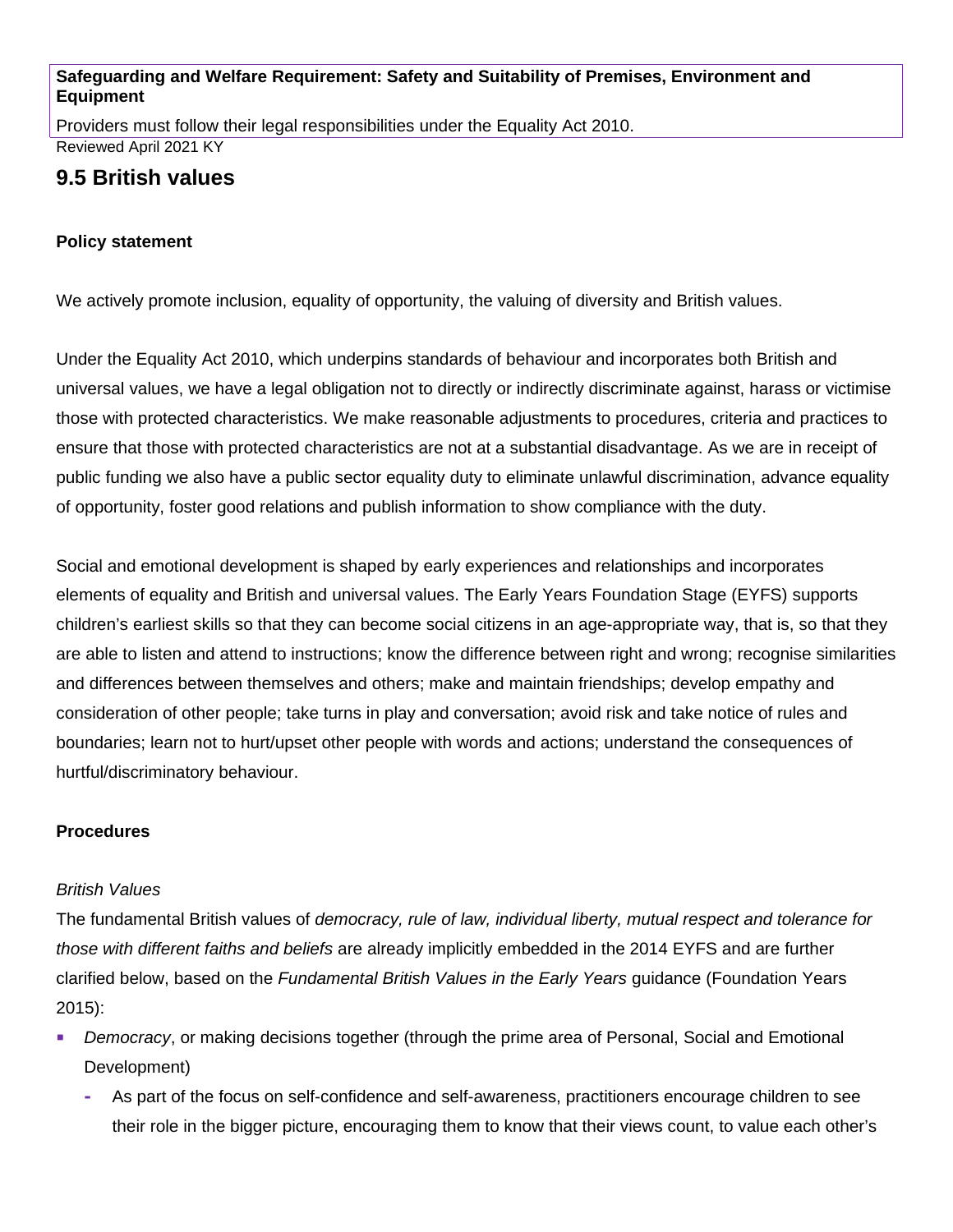**Safeguarding and Welfare Requirement: Safety and Suitability of Premises, Environment and Equipment**

Providers must follow their legal responsibilities under the Equality Act 2010.

Reviewed April 2021 KY

## 9.5 British values

**Policy statement**

We actively promote inclusion, equality of opportunity, the valuing of diversity and British values.

Under the Equality Act 2010, which underpins standards of behaviour and incorporates both British and universal values, we have a legal obligation not to directly or indirectly discriminate against, harass or victimise those with protected characteristics. We make reasonable adjustments to procedures, criteria and practices to ensure that those with protected characteristics are not at a substantial disadvantage. As we are in receipt of public funding we also have a public sector equality duty to eliminate unlawful discrimination, advance equality of opportunity, foster good relations and publish information to show compliance with the duty.

Social and emotional development is shaped by early experiences and relationships and incorporates elements of equality and British and universal values. The Early Years Foundation Stage (EYFS) supports children's earliest skills so that they can become social citizens in an age-appropriate way, that is, so that they are able to listen and attend to instructions; know the difference between right and wrong; recognise similarities and differences between themselves and others; make and maintain friendships; develop empathy and consideration of other people; take turns in play and conversation; avoid risk and take notice of rules and boundaries; learn not to hurt/upset other people with words and actions; understand the consequences of hurtful/discriminatory behaviour.

**Procedures**

*British Values*

The fundamental British values of *democracy, rule of law, individual liberty, mutual respect and tolerance for those with different faiths and beliefs* are already implicitly embedded in the 2014 EYFS and are further clarified below, based on the *Fundamental British Values in the Early Years* guidance (Foundation Years 2015):

- *Democracy*, or making decisions together (through the prime area of Personal, Social and Emotional Development)
  - As part of the focus on self-confidence and self-awareness, practitioners encourage children to see their role in the bigger picture, encouraging them to know that their views count, to value each other's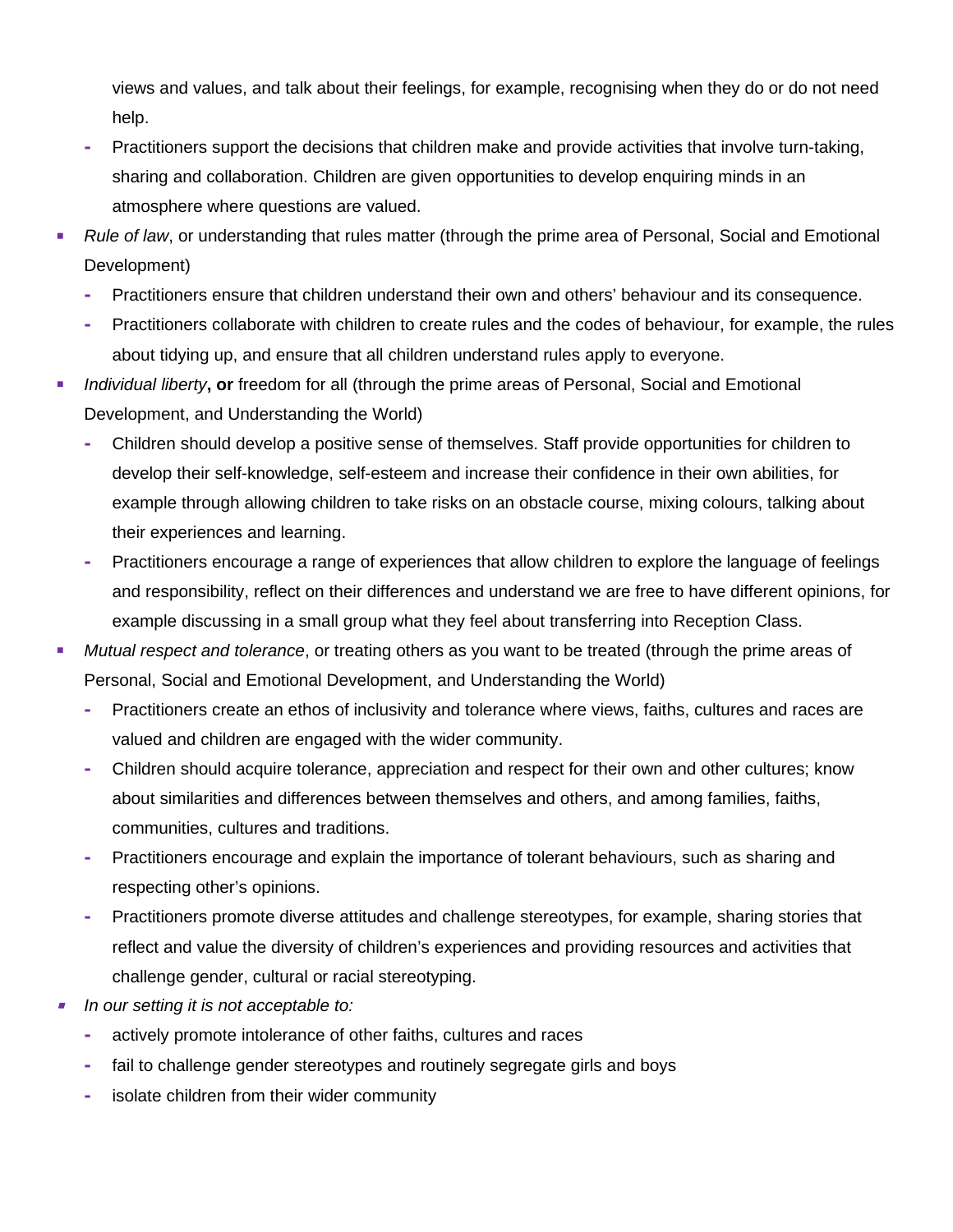views and values, and talk about their feelings, for example, recognising when they do or do not need help.
  - Practitioners support the decisions that children make and provide activities that involve turn-taking, sharing and collaboration. Children are given opportunities to develop enquiring minds in an atmosphere where questions are valued.
- *Rule of law*, or understanding that rules matter (through the prime area of Personal, Social and Emotional Development)
  - Practitioners ensure that children understand their own and others' behaviour and its consequence.
  - Practitioners collaborate with children to create rules and the codes of behaviour, for example, the rules about tidying up, and ensure that all children understand rules apply to everyone.
- *Individual liberty*, **or** freedom for all (through the prime areas of Personal, Social and Emotional Development, and Understanding the World)
  - Children should develop a positive sense of themselves. Staff provide opportunities for children to develop their self-knowledge, self-esteem and increase their confidence in their own abilities, for example through allowing children to take risks on an obstacle course, mixing colours, talking about their experiences and learning.
  - Practitioners encourage a range of experiences that allow children to explore the language of feelings and responsibility, reflect on their differences and understand we are free to have different opinions, for example discussing in a small group what they feel about transferring into Reception Class.
- *Mutual respect and tolerance*, or treating others as you want to be treated (through the prime areas of Personal, Social and Emotional Development, and Understanding the World)
  - Practitioners create an ethos of inclusivity and tolerance where views, faiths, cultures and races are valued and children are engaged with the wider community.
  - Children should acquire tolerance, appreciation and respect for their own and other cultures; know about similarities and differences between themselves and others, and among families, faiths, communities, cultures and traditions.
  - Practitioners encourage and explain the importance of tolerant behaviours, such as sharing and respecting other's opinions.
  - Practitioners promote diverse attitudes and challenge stereotypes, for example, sharing stories that reflect and value the diversity of children's experiences and providing resources and activities that challenge gender, cultural or racial stereotyping.
- *In our setting it is not acceptable to:*
  - actively promote intolerance of other faiths, cultures and races
  - fail to challenge gender stereotypes and routinely segregate girls and boys
  - isolate children from their wider community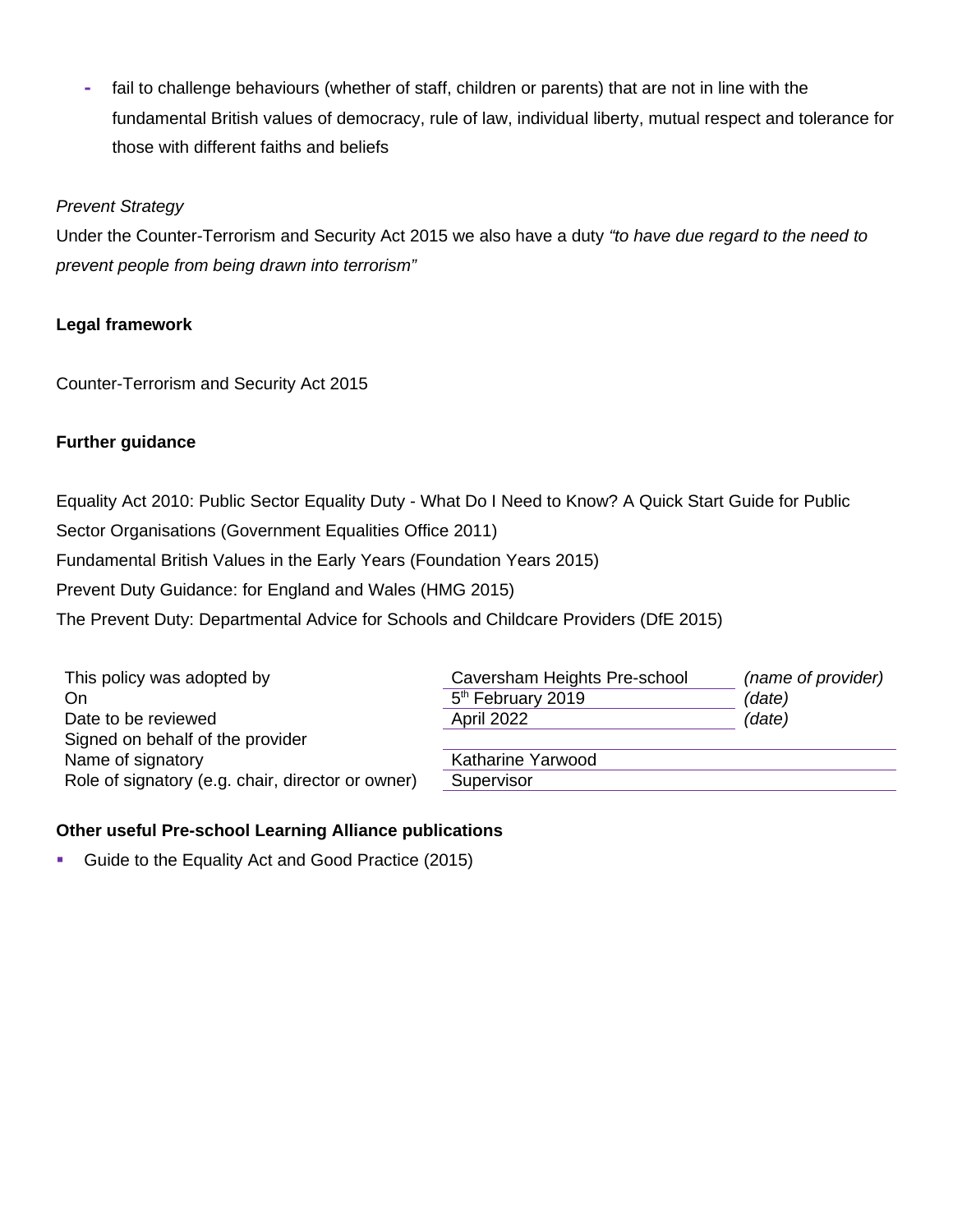- fail to challenge behaviours (whether of staff, children or parents) that are not in line with the fundamental British values of democracy, rule of law, individual liberty, mutual respect and tolerance for those with different faiths and beliefs

*Prevent Strategy*

Under the Counter-Terrorism and Security Act 2015 we also have a duty *"to have due regard to the need to prevent people from being drawn into terrorism"*

**Legal framework**

Counter-Terrorism and Security Act 2015

**Further guidance**

Equality Act 2010: Public Sector Equality Duty - What Do I Need to Know? A Quick Start Guide for Public Sector Organisations (Government Equalities Office 2011)

Fundamental British Values in the Early Years (Foundation Years 2015)

Prevent Duty Guidance: for England and Wales (HMG 2015)

The Prevent Duty: Departmental Advice for Schools and Childcare Providers (DfE 2015)

| | | |
|---|---|---|
| This policy was adopted by | Caversham Heights Pre-school | *(name of provider)* |
| On | 5th February 2019 | *(date)* |
| Date to be reviewed | April 2022 | *(date)* |
| Signed on behalf of the provider | | |
| Name of signatory | Katharine Yarwood | |
| Role of signatory (e.g. chair, director or owner) | Supervisor | |

**Other useful Pre-school Learning Alliance publications**

- Guide to the Equality Act and Good Practice (2015)